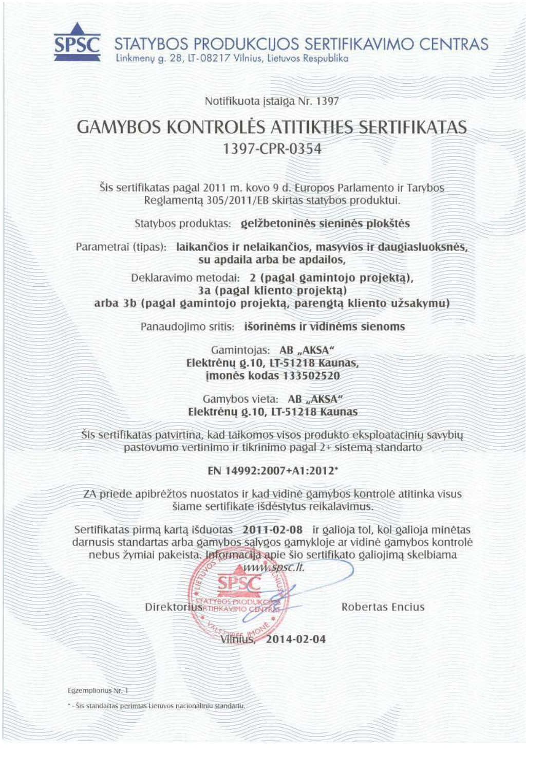**SPSC** STATYBOS PRODUKCIJOS SERTIFIKAVIMO CENTRAS
Linkmenų g. 28, LT-08217 Vilnius, Lietuvos Respublika

Notifikuota įstaiga Nr. 1397

# GAMYBOS KONTROLĖS ATITIKTIES SERTIFIKATAS

## 1397-CPR-0354

Šis sertifikatas pagal 2011 m. kovo 9 d. Europos Parlamento ir Tarybos Reglamentą 305/2011/EB skirtas statybos produktui.

Statybos produktas: **gelžbetoninės sieninės plokštės**

Parametrai (tipas): **laikančios ir nelaikančios, masyvios ir daugiasluoksnės, su apdaila arba be apdailos,**

Deklaravimo metodai: **2 (pagal gamintojo projektą), 3a (pagal kliento projektą) arba 3b (pagal gamintojo projektą, parengtą kliento užsakymu)**

Panaudojimo sritis: **išorinėms ir vidinėms sienoms**

Gamintojas: **AB „AKSA"**
**Elektrėnų g.10, LT-51218 Kaunas,**
**įmonės kodas 133502520**

Gamybos vieta: **AB „AKSA"**
**Elektrėnų g.10, LT-51218 Kaunas**

Šis sertifikatas patvirtina, kad taikomos visos produkto eksploatacinių savybių pastovumo vertinimo ir tikrinimo pagal 2+ sistemą standarto

**EN 14992:2007+A1:2012***

ZA priede apibrėžtos nuostatos ir kad vidinė gamybos kontrolė atitinka visus šiame sertifikate išdėstytus reikalavimus.

Sertifikatas pirmą kartą išduotas **2011-02-08** ir galioja tol, kol galioja minėtas darnusis standartas arba gamybos sąlygos gamykloje ar vidinė gamybos kontrolė nebus žymiai pakeista. Informacija apie šio sertifikato galiojimą skelbiama *www.spsc.lt.*

Direktorius Robertas Encius

Vilnius, **2014-02-04**

Egzempliorius Nr. 1

* - Šis standartas perimtas Lietuvos nacionaliniu standartu.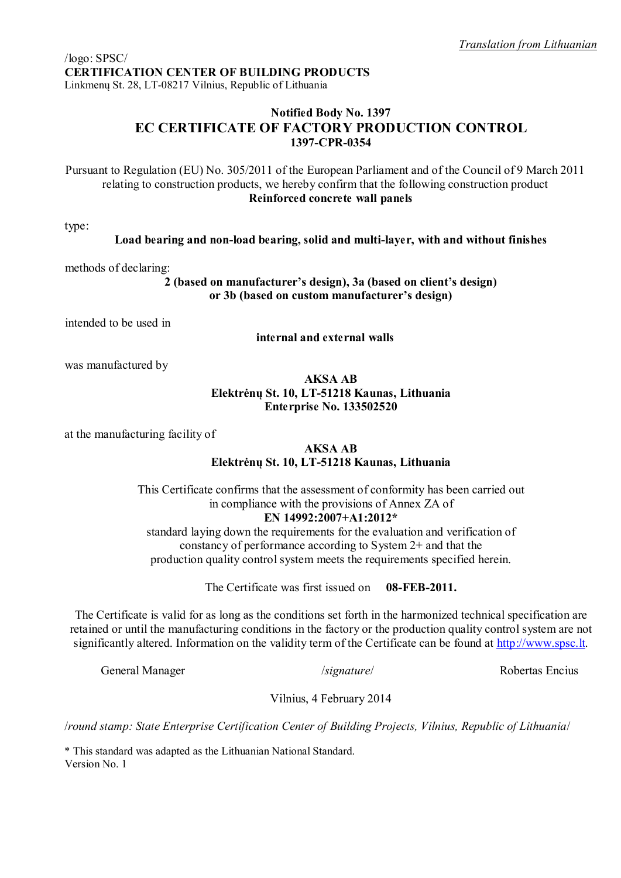*Translation from Lithuanian*

/logo: SPSC/
**CERTIFICATION CENTER OF BUILDING PRODUCTS**
Linkmenų St. 28, LT-08217 Vilnius, Republic of Lithuania

**Notified Body No. 1397**

# EC CERTIFICATE OF FACTORY PRODUCTION CONTROL

**1397-CPR-0354**

Pursuant to Regulation (EU) No. 305/2011 of the European Parliament and of the Council of 9 March 2011 relating to construction products, we hereby confirm that the following construction product
**Reinforced concrete wall panels**

type:

**Load bearing and non-load bearing, solid and multi-layer, with and without finishes**

methods of declaring:

**2 (based on manufacturer's design), 3a (based on client's design) or 3b (based on custom manufacturer's design)**

intended to be used in

**internal and external walls**

was manufactured by

**AKSA AB**
**Elektrėnų St. 10, LT-51218 Kaunas, Lithuania**
**Enterprise No. 133502520**

at the manufacturing facility of

**AKSA AB**
**Elektrėnų St. 10, LT-51218 Kaunas, Lithuania**

This Certificate confirms that the assessment of conformity has been carried out in compliance with the provisions of Annex ZA of
**EN 14992:2007+A1:2012***
standard laying down the requirements for the evaluation and verification of constancy of performance according to System 2+ and that the production quality control system meets the requirements specified herein.

The Certificate was first issued on **08-FEB-2011.**

The Certificate is valid for as long as the conditions set forth in the harmonized technical specification are retained or until the manufacturing conditions in the factory or the production quality control system are not significantly altered. Information on the validity term of the Certificate can be found at http://www.spsc.lt.

General Manager /*signature*/ Robertas Encius

Vilnius, 4 February 2014

/*round stamp: State Enterprise Certification Center of Building Projects, Vilnius, Republic of Lithuania*/

* This standard was adapted as the Lithuanian National Standard.
Version No. 1